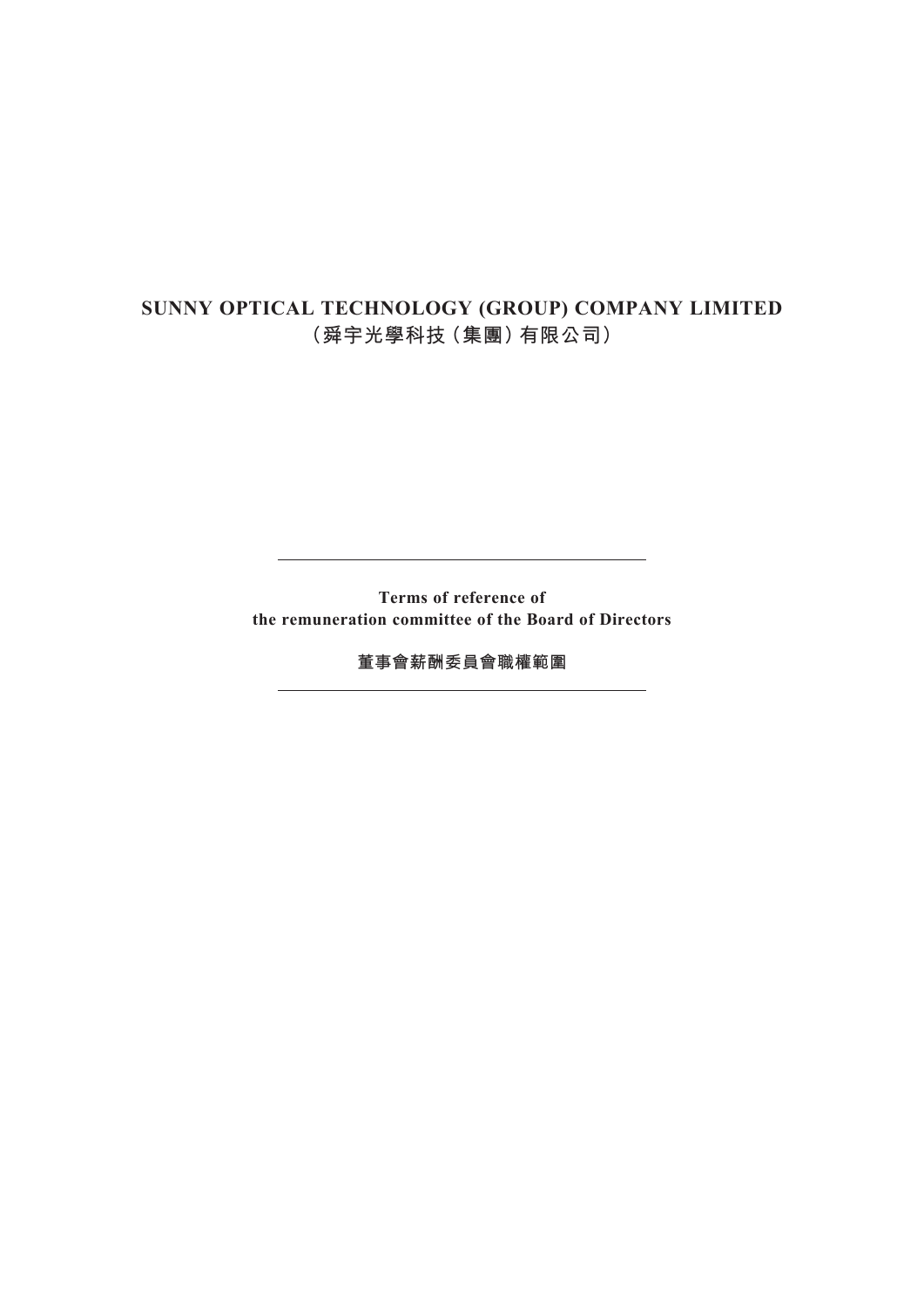# SUNNY OPTICAL TECHNOLOGY (GROUP) COMPANY LIMITED
# （舜宇光學科技（集團）有限公司）

---

**Terms of reference of**
**the remuneration committee of the Board of Directors**

**董事會薪酬委員會職權範圍**

---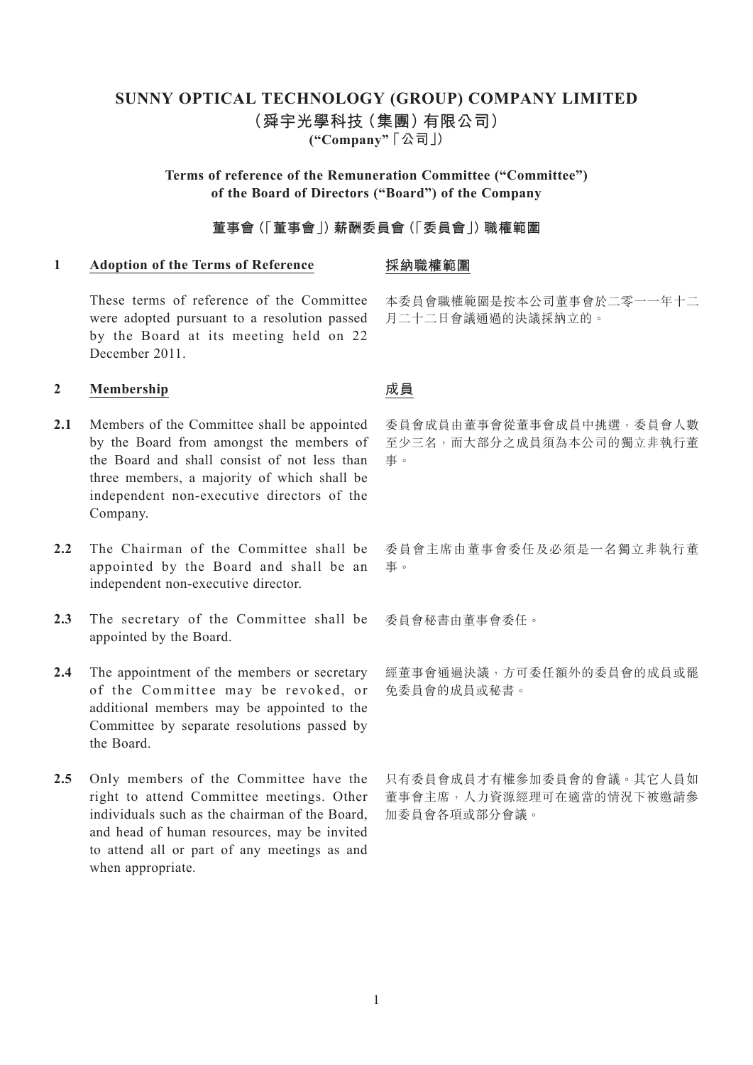# SUNNY OPTICAL TECHNOLOGY (GROUP) COMPANY LIMITED

# （舜宇光學科技（集團）有限公司）

**("Company"「公司」)**

**Terms of reference of the Remuneration Committee ("Committee") of the Board of Directors ("Board") of the Company**

**董事會（「董事會」）薪酬委員會（「委員會」）職權範圍**

## 1 Adoption of the Terms of Reference

These terms of reference of the Committee were adopted pursuant to a resolution passed by the Board at its meeting held on 22 December 2011.

## 採納職權範圍

本委員會職權範圍是按本公司董事會於二零一一年十二月二十二日會議通過的決議採納立的。

## 2 Membership

**2.1** Members of the Committee shall be appointed by the Board from amongst the members of the Board and shall consist of not less than three members, a majority of which shall be independent non-executive directors of the Company.

**2.2** The Chairman of the Committee shall be appointed by the Board and shall be an independent non-executive director.

**2.3** The secretary of the Committee shall be appointed by the Board.

**2.4** The appointment of the members or secretary of the Committee may be revoked, or additional members may be appointed to the Committee by separate resolutions passed by the Board.

**2.5** Only members of the Committee have the right to attend Committee meetings. Other individuals such as the chairman of the Board, and head of human resources, may be invited to attend all or part of any meetings as and when appropriate.

## 成員

委員會成員由董事會從董事會成員中挑選，委員會人數至少三名，而大部分之成員須為本公司的獨立非執行董事。

委員會主席由董事會委任及必須是一名獨立非執行董事。

委員會秘書由董事會委任。

經董事會通過決議，方可委任額外的委員會的成員或罷免委員會的成員或秘書。

只有委員會成員才有權參加委員會的會議。其它人員如董事會主席，人力資源經理可在適當的情況下被邀請參加委員會各項或部分會議。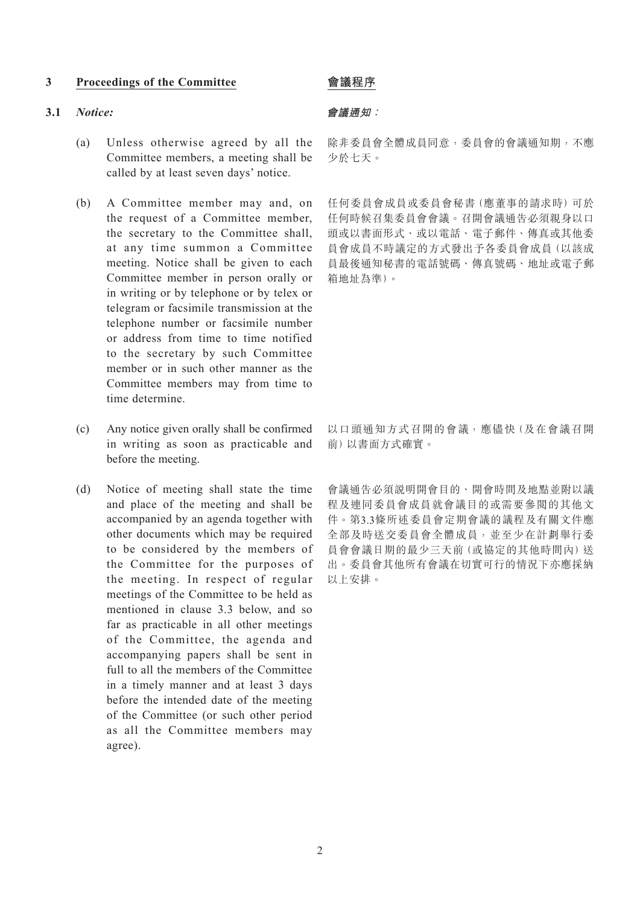## 3 Proceedings of the Committee

會議程序

### 3.1 *Notice:*

***會議通知：***

(a) Unless otherwise agreed by all the Committee members, a meeting shall be called by at least seven days' notice.

除非委員會全體成員同意，委員會的會議通知期，不應少於七天。

(b) A Committee member may and, on the request of a Committee member, the secretary to the Committee shall, at any time summon a Committee meeting. Notice shall be given to each Committee member in person orally or in writing or by telephone or by telex or telegram or facsimile transmission at the telephone number or facsimile number or address from time to time notified to the secretary by such Committee member or in such other manner as the Committee members may from time to time determine.

任何委員會成員或委員會秘書（應董事的請求時）可於任何時候召集委員會會議。召開會議通告必須親身以口頭或以書面形式、或以電話、電子郵件、傳真或其他委員會成員不時議定的方式發出予各委員會成員（以該成員最後通知秘書的電話號碼、傳真號碼、地址或電子郵箱地址為準）。

(c) Any notice given orally shall be confirmed in writing as soon as practicable and before the meeting.

以口頭通知方式召開的會議，應儘快（及在會議召開前）以書面方式確實。

(d) Notice of meeting shall state the time and place of the meeting and shall be accompanied by an agenda together with other documents which may be required to be considered by the members of the Committee for the purposes of the meeting. In respect of regular meetings of the Committee to be held as mentioned in clause 3.3 below, and so far as practicable in all other meetings of the Committee, the agenda and accompanying papers shall be sent in full to all the members of the Committee in a timely manner and at least 3 days before the intended date of the meeting of the Committee (or such other period as all the Committee members may agree).

會議通告必須説明開會目的、開會時間及地點並附以議程及連同委員會成員就會議目的或需要參閱的其他文件。第3.3條所述委員會定期會議的議程及有關文件應全部及時送交委員會全體成員，並至少在計劃舉行委員會會議日期的最少三天前（或協定的其他時間內）送出。委員會其他所有會議在切實可行的情況下亦應採納以上安排。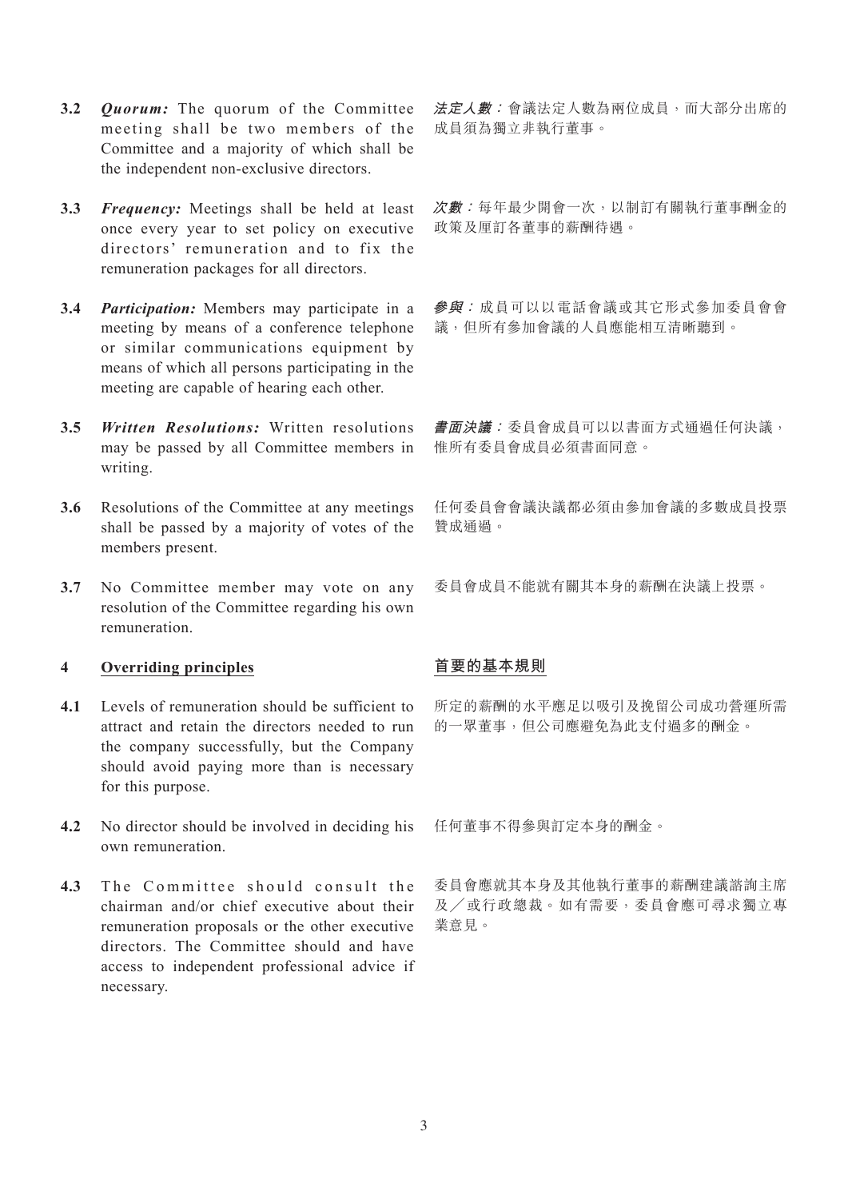**3.2** ***Quorum:*** The quorum of the Committee meeting shall be two members of the Committee and a majority of which shall be the independent non-exclusive directors.

***法定人數：***會議法定人數為兩位成員，而大部分出席的成員須為獨立非執行董事。

**3.3** ***Frequency:*** Meetings shall be held at least once every year to set policy on executive directors' remuneration and to fix the remuneration packages for all directors.

***次數：***每年最少開會一次，以制訂有關執行董事酬金的政策及厘訂各董事的薪酬待遇。

**3.4** ***Participation:*** Members may participate in a meeting by means of a conference telephone or similar communications equipment by means of which all persons participating in the meeting are capable of hearing each other.

***參與：***成員可以以電話會議或其它形式參加委員會會議，但所有參加會議的人員應能相互清晰聽到。

**3.5** ***Written Resolutions:*** Written resolutions may be passed by all Committee members in writing.

***書面決議：***委員會成員可以以書面方式通過任何決議，惟所有委員會成員必須書面同意。

**3.6** Resolutions of the Committee at any meetings shall be passed by a majority of votes of the members present.

任何委員會會議決議都必須由參加會議的多數成員投票贊成通過。

**3.7** No Committee member may vote on any resolution of the Committee regarding his own remuneration.

委員會成員不能就有關其本身的薪酬在決議上投票。

## 4 Overriding principles

## 首要的基本規則

**4.1** Levels of remuneration should be sufficient to attract and retain the directors needed to run the company successfully, but the Company should avoid paying more than is necessary for this purpose.

所定的薪酬的水平應足以吸引及挽留公司成功營運所需的一眾董事，但公司應避免為此支付過多的酬金。

**4.2** No director should be involved in deciding his own remuneration.

任何董事不得參與訂定本身的酬金。

**4.3** The Committee should consult the chairman and/or chief executive about their remuneration proposals or the other executive directors. The Committee should and have access to independent professional advice if necessary.

委員會應就其本身及其他執行董事的薪酬建議諮詢主席及／或行政總裁。如有需要，委員會應可尋求獨立專業意見。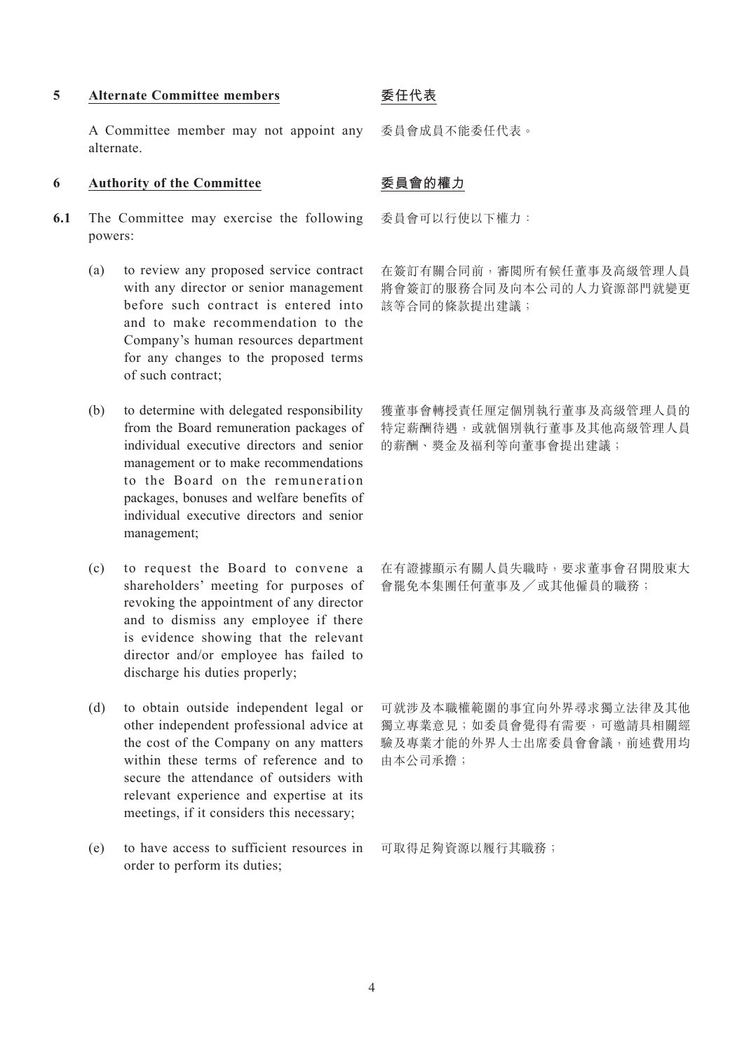## 5 Alternate Committee members

## 委任代表

A Committee member may not appoint any alternate.

委員會成員不能委任代表。

## 6 Authority of the Committee

## 委員會的權力

**6.1** The Committee may exercise the following powers:

委員會可以行使以下權力：

(a) to review any proposed service contract with any director or senior management before such contract is entered into and to make recommendation to the Company's human resources department for any changes to the proposed terms of such contract;

在簽訂有關合同前，審閱所有候任董事及高級管理人員將會簽訂的服務合同及向本公司的人力資源部門就變更該等合同的條款提出建議；

(b) to determine with delegated responsibility from the Board remuneration packages of individual executive directors and senior management or to make recommendations to the Board on the remuneration packages, bonuses and welfare benefits of individual executive directors and senior management;

獲董事會轉授責任厘定個別執行董事及高級管理人員的特定薪酬待遇，或就個別執行董事及其他高級管理人員的薪酬、獎金及福利等向董事會提出建議；

(c) to request the Board to convene a shareholders' meeting for purposes of revoking the appointment of any director and to dismiss any employee if there is evidence showing that the relevant director and/or employee has failed to discharge his duties properly;

在有證據顯示有關人員失職時，要求董事會召開股東大會罷免本集團任何董事及／或其他僱員的職務；

(d) to obtain outside independent legal or other independent professional advice at the cost of the Company on any matters within these terms of reference and to secure the attendance of outsiders with relevant experience and expertise at its meetings, if it considers this necessary;

可就涉及本職權範圍的事宜向外界尋求獨立法律及其他獨立專業意見；如委員會覺得有需要，可邀請具相關經驗及專業才能的外界人士出席委員會會議，前述費用均由本公司承擔；

(e) to have access to sufficient resources in order to perform its duties;

可取得足夠資源以履行其職務；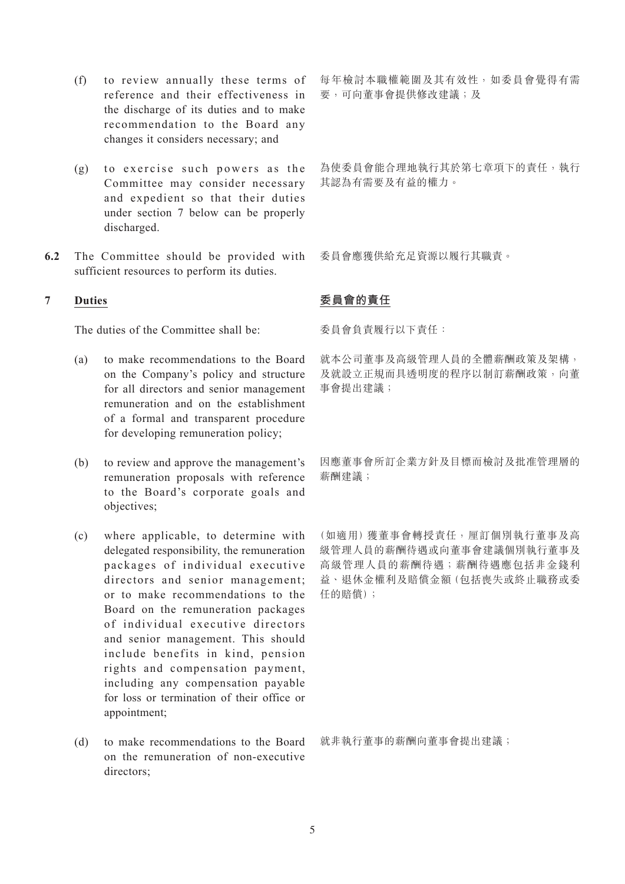(f) to review annually these terms of reference and their effectiveness in the discharge of its duties and to make recommendation to the Board any changes it considers necessary; and

每年檢討本職權範圍及其有效性，如委員會覺得有需要，可向董事會提供修改建議；及

(g) to exercise such powers as the Committee may consider necessary and expedient so that their duties under section 7 below can be properly discharged.

為使委員會能合理地執行其於第七章項下的責任，執行其認為有需要及有益的權力。

**6.2** The Committee should be provided with sufficient resources to perform its duties.

委員會應獲供給充足資源以履行其職責。

## 7 Duties

## 委員會的責任

The duties of the Committee shall be:

委員會負責履行以下責任：

(a) to make recommendations to the Board on the Company's policy and structure for all directors and senior management remuneration and on the establishment of a formal and transparent procedure for developing remuneration policy;

就本公司董事及高級管理人員的全體薪酬政策及架構，及就設立正規而具透明度的程序以制訂薪酬政策，向董事會提出建議；

(b) to review and approve the management's remuneration proposals with reference to the Board's corporate goals and objectives;

因應董事會所訂企業方針及目標而檢討及批准管理層的薪酬建議；

(c) where applicable, to determine with delegated responsibility, the remuneration packages of individual executive directors and senior management; or to make recommendations to the Board on the remuneration packages of individual executive directors and senior management. This should include benefits in kind, pension rights and compensation payment, including any compensation payable for loss or termination of their office or appointment;

（如適用）獲董事會轉授責任，厘訂個別執行董事及高級管理人員的薪酬待遇或向董事會建議個別執行董事及高級管理人員的薪酬待遇；薪酬待遇應包括非金錢利益、退休金權利及賠償金額（包括喪失或終止職務或委任的賠償）；

(d) to make recommendations to the Board on the remuneration of non-executive directors;

就非執行董事的薪酬向董事會提出建議；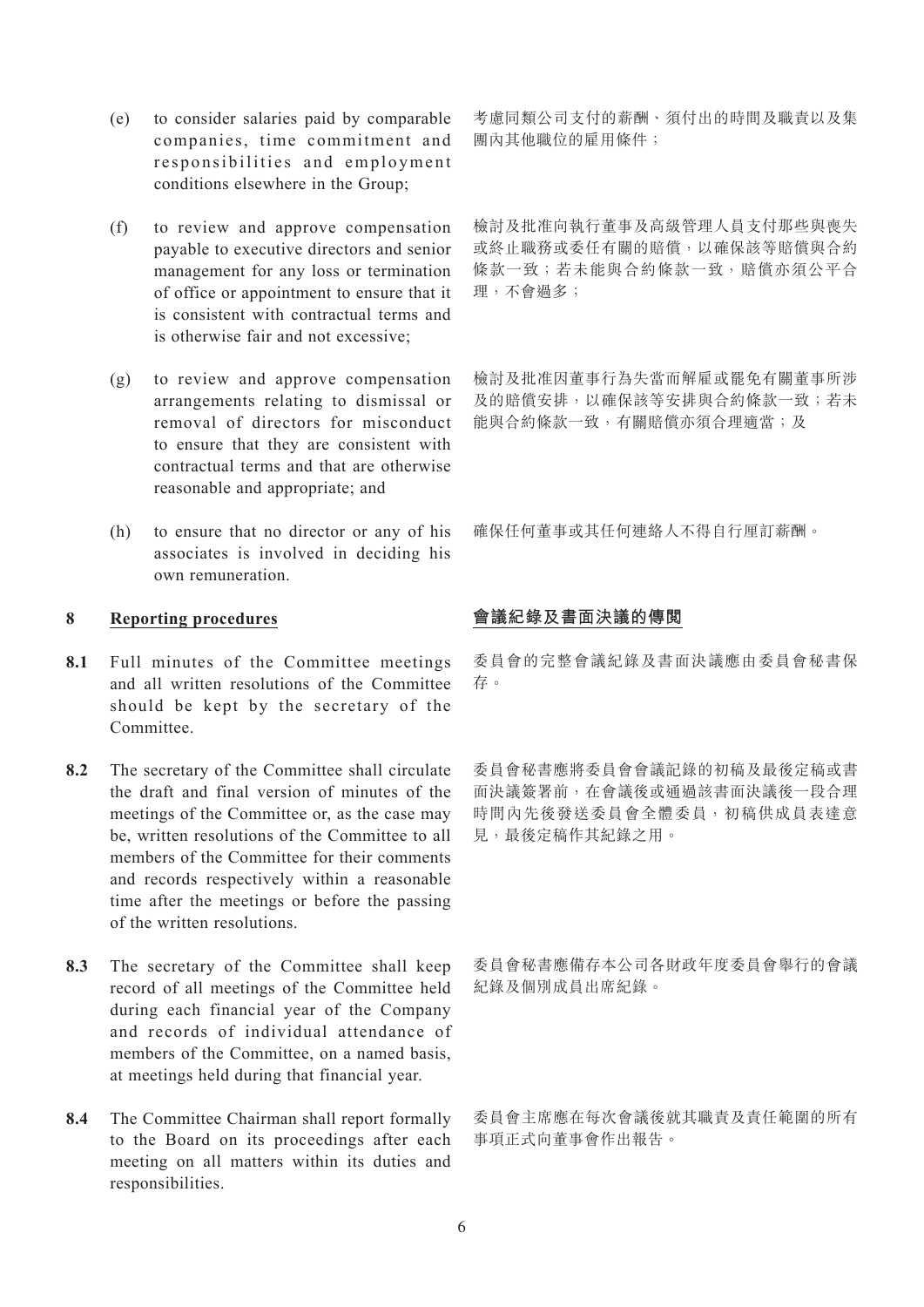(e) to consider salaries paid by comparable companies, time commitment and responsibilities and employment conditions elsewhere in the Group;

考慮同類公司支付的薪酬、須付出的時間及職責以及集團內其他職位的雇用條件；

(f) to review and approve compensation payable to executive directors and senior management for any loss or termination of office or appointment to ensure that it is consistent with contractual terms and is otherwise fair and not excessive;

檢討及批准向執行董事及高級管理人員支付那些與喪失或終止職務或委任有關的賠償，以確保該等賠償與合約條款一致；若未能與合約條款一致，賠償亦須公平合理，不會過多；

(g) to review and approve compensation arrangements relating to dismissal or removal of directors for misconduct to ensure that they are consistent with contractual terms and that are otherwise reasonable and appropriate; and

檢討及批准因董事行為失當而解雇或罷免有關董事所涉及的賠償安排，以確保該等安排與合約條款一致；若未能與合約條款一致，有關賠償亦須合理適當；及

(h) to ensure that no director or any of his associates is involved in deciding his own remuneration.

確保任何董事或其任何連絡人不得自行厘訂薪酬。

## 8 Reporting procedures

## 會議紀錄及書面決議的傳閱

**8.1** Full minutes of the Committee meetings and all written resolutions of the Committee should be kept by the secretary of the Committee.

委員會的完整會議紀錄及書面決議應由委員會秘書保存。

**8.2** The secretary of the Committee shall circulate the draft and final version of minutes of the meetings of the Committee or, as the case may be, written resolutions of the Committee to all members of the Committee for their comments and records respectively within a reasonable time after the meetings or before the passing of the written resolutions.

委員會秘書應將委員會會議記錄的初稿及最後定稿或書面決議簽署前，在會議後或通過該書面決議後一段合理時間內先後發送委員會全體委員，初稿供成員表達意見，最後定稿作其紀錄之用。

**8.3** The secretary of the Committee shall keep record of all meetings of the Committee held during each financial year of the Company and records of individual attendance of members of the Committee, on a named basis, at meetings held during that financial year.

委員會秘書應備存本公司各財政年度委員會舉行的會議紀錄及個別成員出席紀錄。

**8.4** The Committee Chairman shall report formally to the Board on its proceedings after each meeting on all matters within its duties and responsibilities.

委員會主席應在每次會議後就其職責及責任範圍的所有事項正式向董事會作出報告。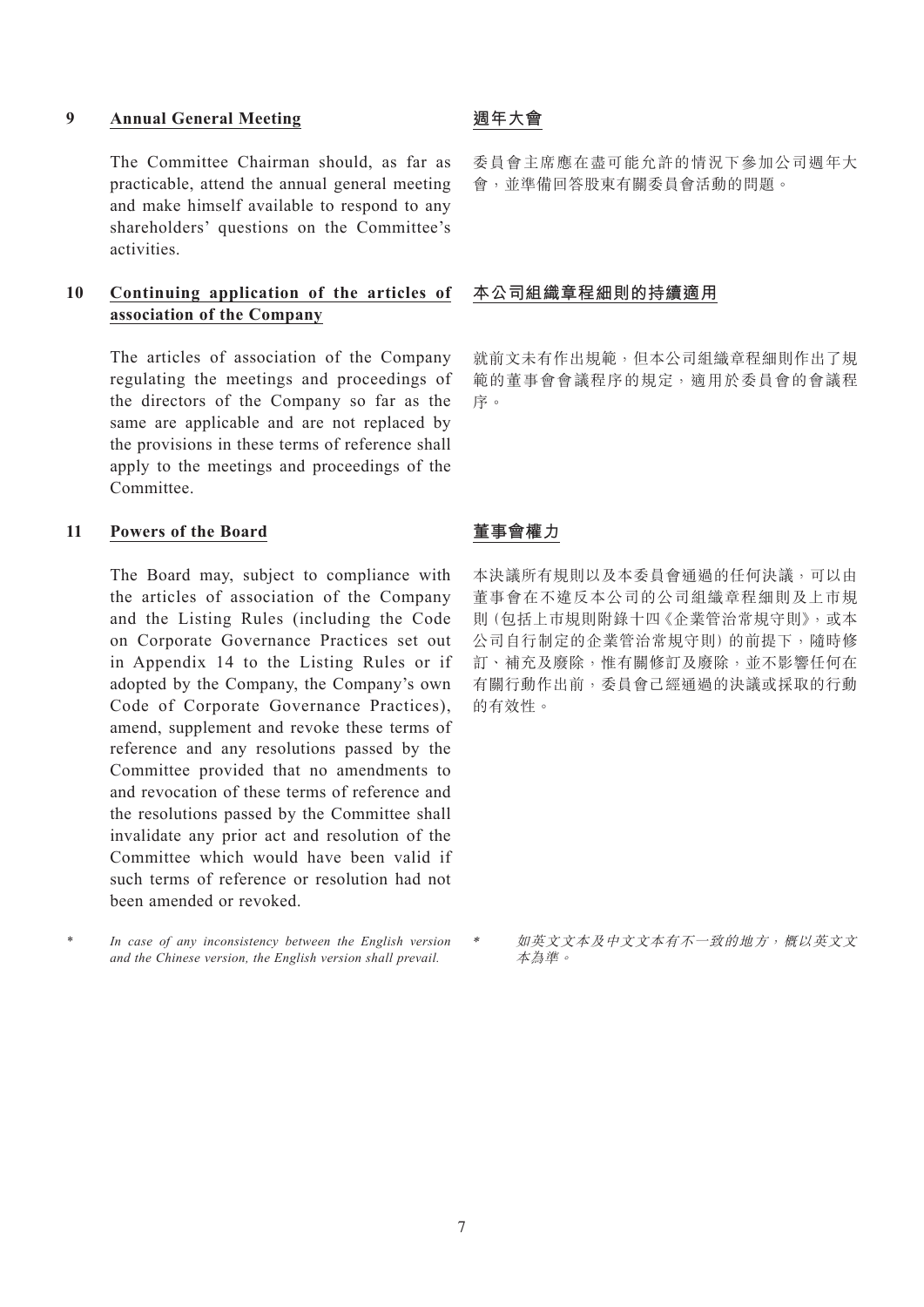### 9 Annual General Meeting

The Committee Chairman should, as far as practicable, attend the annual general meeting and make himself available to respond to any shareholders' questions on the Committee's activities.

### 週年大會

委員會主席應在盡可能允許的情況下參加公司週年大會，並準備回答股東有關委員會活動的問題。

### 10 Continuing application of the articles of association of the Company

The articles of association of the Company regulating the meetings and proceedings of the directors of the Company so far as the same are applicable and are not replaced by the provisions in these terms of reference shall apply to the meetings and proceedings of the Committee.

### 本公司組織章程細則的持續適用

就前文未有作出規範，但本公司組織章程細則作出了規範的董事會會議程序的規定，適用於委員會的會議程序。

### 11 Powers of the Board

The Board may, subject to compliance with the articles of association of the Company and the Listing Rules (including the Code on Corporate Governance Practices set out in Appendix 14 to the Listing Rules or if adopted by the Company, the Company's own Code of Corporate Governance Practices), amend, supplement and revoke these terms of reference and any resolutions passed by the Committee provided that no amendments to and revocation of these terms of reference and the resolutions passed by the Committee shall invalidate any prior act and resolution of the Committee which would have been valid if such terms of reference or resolution had not been amended or revoked.

### 董事會權力

本決議所有規則以及本委員會通過的任何決議，可以由董事會在不違反本公司的公司組織章程細則及上市規則（包括上市規則附錄十四《企業管治常規守則》，或本公司自行制定的企業管治常規守則）的前提下，隨時修訂、補充及廢除，惟有關修訂及廢除，並不影響任何在有關行動作出前，委員會已經通過的決議或採取的行動的有效性。

\* *In case of any inconsistency between the English version and the Chinese version, the English version shall prevail.*

\* *如英文文本及中文文本有不一致的地方，概以英文文本為準。*